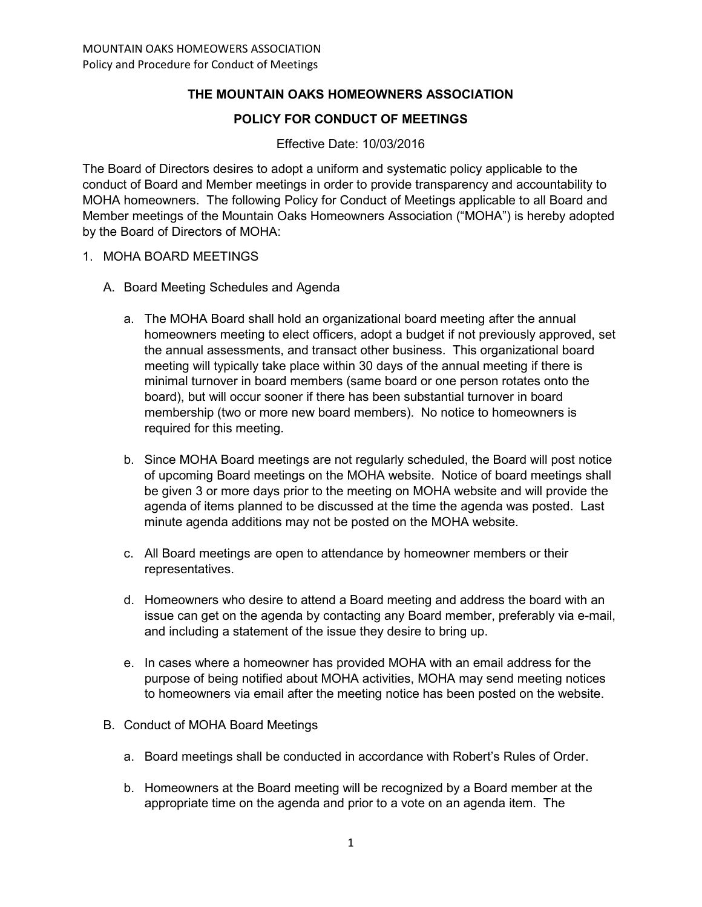## THE MOUNTAIN OAKS HOMEOWNERS ASSOCIATION

## POLICY FOR CONDUCT OF MEETINGS

Effective Date: 10/03/2016

The Board of Directors desires to adopt a uniform and systematic policy applicable to the conduct of Board and Member meetings in order to provide transparency and accountability to MOHA homeowners. The following Policy for Conduct of Meetings applicable to all Board and Member meetings of the Mountain Oaks Homeowners Association ("MOHA") is hereby adopted by the Board of Directors of MOHA:

1. MOHA BOARD MEETINGS

   A. Board Meeting Schedules and Agenda

      a. The MOHA Board shall hold an organizational board meeting after the annual homeowners meeting to elect officers, adopt a budget if not previously approved, set the annual assessments, and transact other business. This organizational board meeting will typically take place within 30 days of the annual meeting if there is minimal turnover in board members (same board or one person rotates onto the board), but will occur sooner if there has been substantial turnover in board membership (two or more new board members). No notice to homeowners is required for this meeting.

      b. Since MOHA Board meetings are not regularly scheduled, the Board will post notice of upcoming Board meetings on the MOHA website. Notice of board meetings shall be given 3 or more days prior to the meeting on MOHA website and will provide the agenda of items planned to be discussed at the time the agenda was posted. Last minute agenda additions may not be posted on the MOHA website.

      c. All Board meetings are open to attendance by homeowner members or their representatives.

      d. Homeowners who desire to attend a Board meeting and address the board with an issue can get on the agenda by contacting any Board member, preferably via e-mail, and including a statement of the issue they desire to bring up.

      e. In cases where a homeowner has provided MOHA with an email address for the purpose of being notified about MOHA activities, MOHA may send meeting notices to homeowners via email after the meeting notice has been posted on the website.

   B. Conduct of MOHA Board Meetings

      a. Board meetings shall be conducted in accordance with Robert's Rules of Order.

      b. Homeowners at the Board meeting will be recognized by a Board member at the appropriate time on the agenda and prior to a vote on an agenda item. The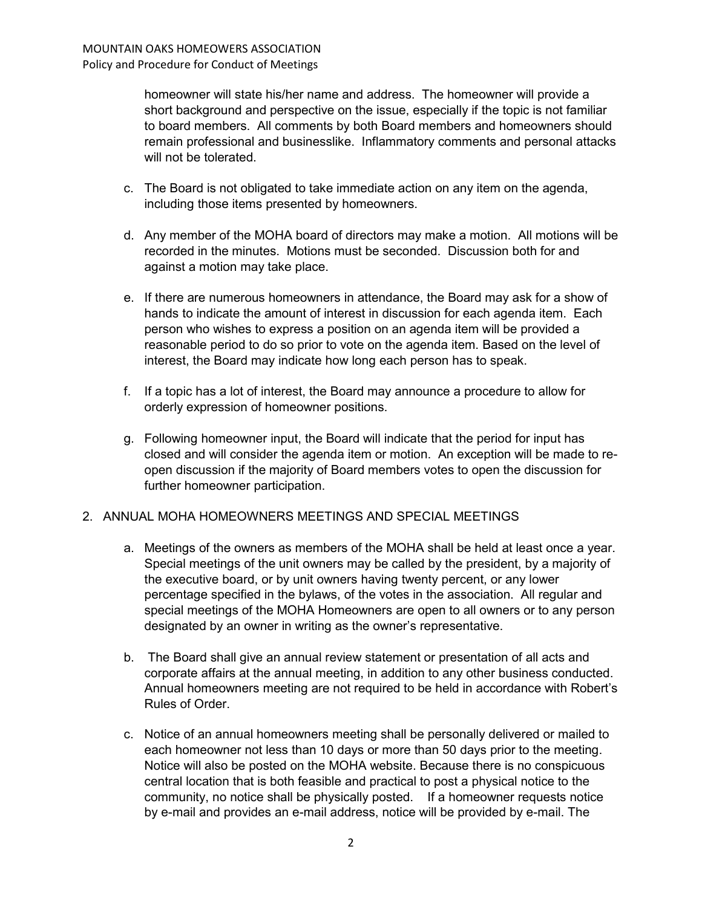homeowner will state his/her name and address. The homeowner will provide a short background and perspective on the issue, especially if the topic is not familiar to board members. All comments by both Board members and homeowners should remain professional and businesslike. Inflammatory comments and personal attacks will not be tolerated.

c. The Board is not obligated to take immediate action on any item on the agenda, including those items presented by homeowners.

d. Any member of the MOHA board of directors may make a motion. All motions will be recorded in the minutes. Motions must be seconded. Discussion both for and against a motion may take place.

e. If there are numerous homeowners in attendance, the Board may ask for a show of hands to indicate the amount of interest in discussion for each agenda item. Each person who wishes to express a position on an agenda item will be provided a reasonable period to do so prior to vote on the agenda item. Based on the level of interest, the Board may indicate how long each person has to speak.

f. If a topic has a lot of interest, the Board may announce a procedure to allow for orderly expression of homeowner positions.

g. Following homeowner input, the Board will indicate that the period for input has closed and will consider the agenda item or motion. An exception will be made to re-open discussion if the majority of Board members votes to open the discussion for further homeowner participation.

2. ANNUAL MOHA HOMEOWNERS MEETINGS AND SPECIAL MEETINGS

a. Meetings of the owners as members of the MOHA shall be held at least once a year. Special meetings of the unit owners may be called by the president, by a majority of the executive board, or by unit owners having twenty percent, or any lower percentage specified in the bylaws, of the votes in the association. All regular and special meetings of the MOHA Homeowners are open to all owners or to any person designated by an owner in writing as the owner's representative.

b. The Board shall give an annual review statement or presentation of all acts and corporate affairs at the annual meeting, in addition to any other business conducted. Annual homeowners meeting are not required to be held in accordance with Robert's Rules of Order.

c. Notice of an annual homeowners meeting shall be personally delivered or mailed to each homeowner not less than 10 days or more than 50 days prior to the meeting. Notice will also be posted on the MOHA website. Because there is no conspicuous central location that is both feasible and practical to post a physical notice to the community, no notice shall be physically posted. If a homeowner requests notice by e-mail and provides an e-mail address, notice will be provided by e-mail. The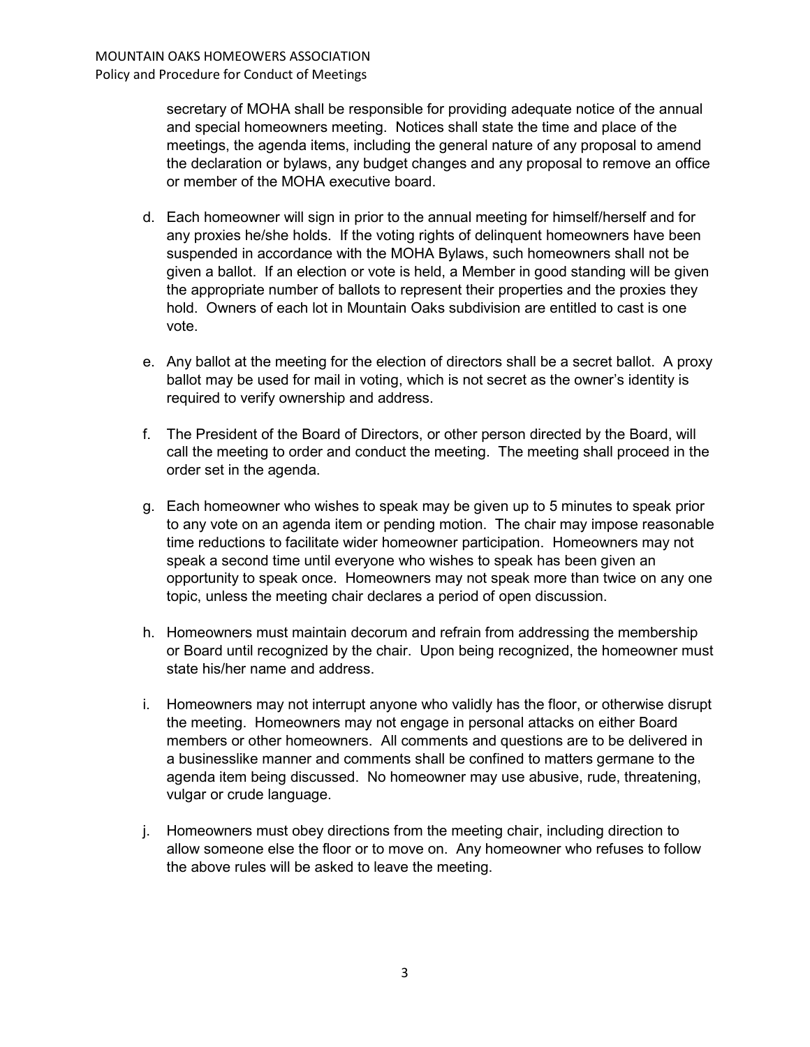secretary of MOHA shall be responsible for providing adequate notice of the annual and special homeowners meeting. Notices shall state the time and place of the meetings, the agenda items, including the general nature of any proposal to amend the declaration or bylaws, any budget changes and any proposal to remove an office or member of the MOHA executive board.

d. Each homeowner will sign in prior to the annual meeting for himself/herself and for any proxies he/she holds. If the voting rights of delinquent homeowners have been suspended in accordance with the MOHA Bylaws, such homeowners shall not be given a ballot. If an election or vote is held, a Member in good standing will be given the appropriate number of ballots to represent their properties and the proxies they hold. Owners of each lot in Mountain Oaks subdivision are entitled to cast is one vote.

e. Any ballot at the meeting for the election of directors shall be a secret ballot. A proxy ballot may be used for mail in voting, which is not secret as the owner's identity is required to verify ownership and address.

f. The President of the Board of Directors, or other person directed by the Board, will call the meeting to order and conduct the meeting. The meeting shall proceed in the order set in the agenda.

g. Each homeowner who wishes to speak may be given up to 5 minutes to speak prior to any vote on an agenda item or pending motion. The chair may impose reasonable time reductions to facilitate wider homeowner participation. Homeowners may not speak a second time until everyone who wishes to speak has been given an opportunity to speak once. Homeowners may not speak more than twice on any one topic, unless the meeting chair declares a period of open discussion.

h. Homeowners must maintain decorum and refrain from addressing the membership or Board until recognized by the chair. Upon being recognized, the homeowner must state his/her name and address.

i. Homeowners may not interrupt anyone who validly has the floor, or otherwise disrupt the meeting. Homeowners may not engage in personal attacks on either Board members or other homeowners. All comments and questions are to be delivered in a businesslike manner and comments shall be confined to matters germane to the agenda item being discussed. No homeowner may use abusive, rude, threatening, vulgar or crude language.

j. Homeowners must obey directions from the meeting chair, including direction to allow someone else the floor or to move on. Any homeowner who refuses to follow the above rules will be asked to leave the meeting.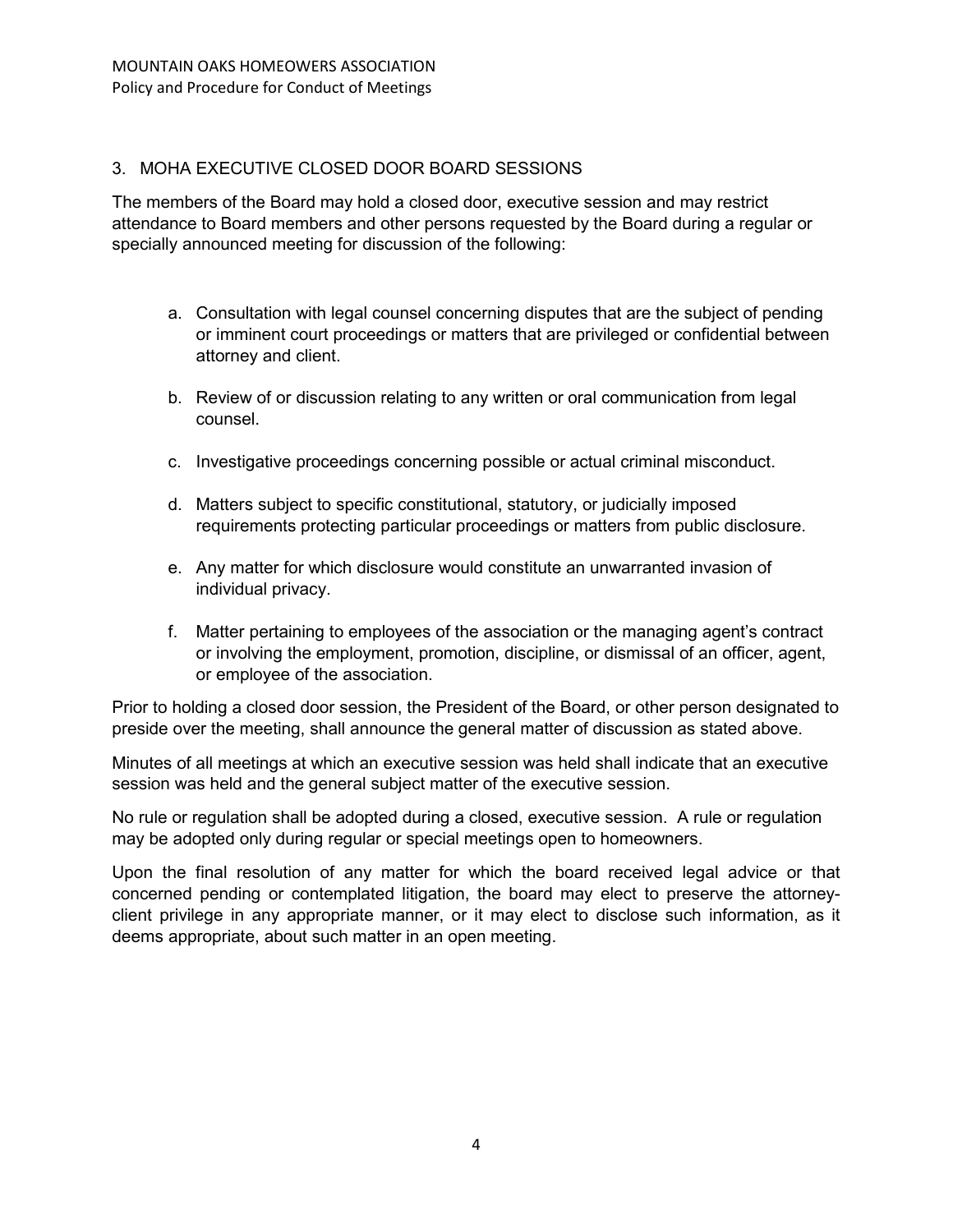## 3. MOHA EXECUTIVE CLOSED DOOR BOARD SESSIONS

The members of the Board may hold a closed door, executive session and may restrict attendance to Board members and other persons requested by the Board during a regular or specially announced meeting for discussion of the following:

a. Consultation with legal counsel concerning disputes that are the subject of pending or imminent court proceedings or matters that are privileged or confidential between attorney and client.

b. Review of or discussion relating to any written or oral communication from legal counsel.

c. Investigative proceedings concerning possible or actual criminal misconduct.

d. Matters subject to specific constitutional, statutory, or judicially imposed requirements protecting particular proceedings or matters from public disclosure.

e. Any matter for which disclosure would constitute an unwarranted invasion of individual privacy.

f. Matter pertaining to employees of the association or the managing agent's contract or involving the employment, promotion, discipline, or dismissal of an officer, agent, or employee of the association.

Prior to holding a closed door session, the President of the Board, or other person designated to preside over the meeting, shall announce the general matter of discussion as stated above.

Minutes of all meetings at which an executive session was held shall indicate that an executive session was held and the general subject matter of the executive session.

No rule or regulation shall be adopted during a closed, executive session. A rule or regulation may be adopted only during regular or special meetings open to homeowners.

Upon the final resolution of any matter for which the board received legal advice or that concerned pending or contemplated litigation, the board may elect to preserve the attorney-client privilege in any appropriate manner, or it may elect to disclose such information, as it deems appropriate, about such matter in an open meeting.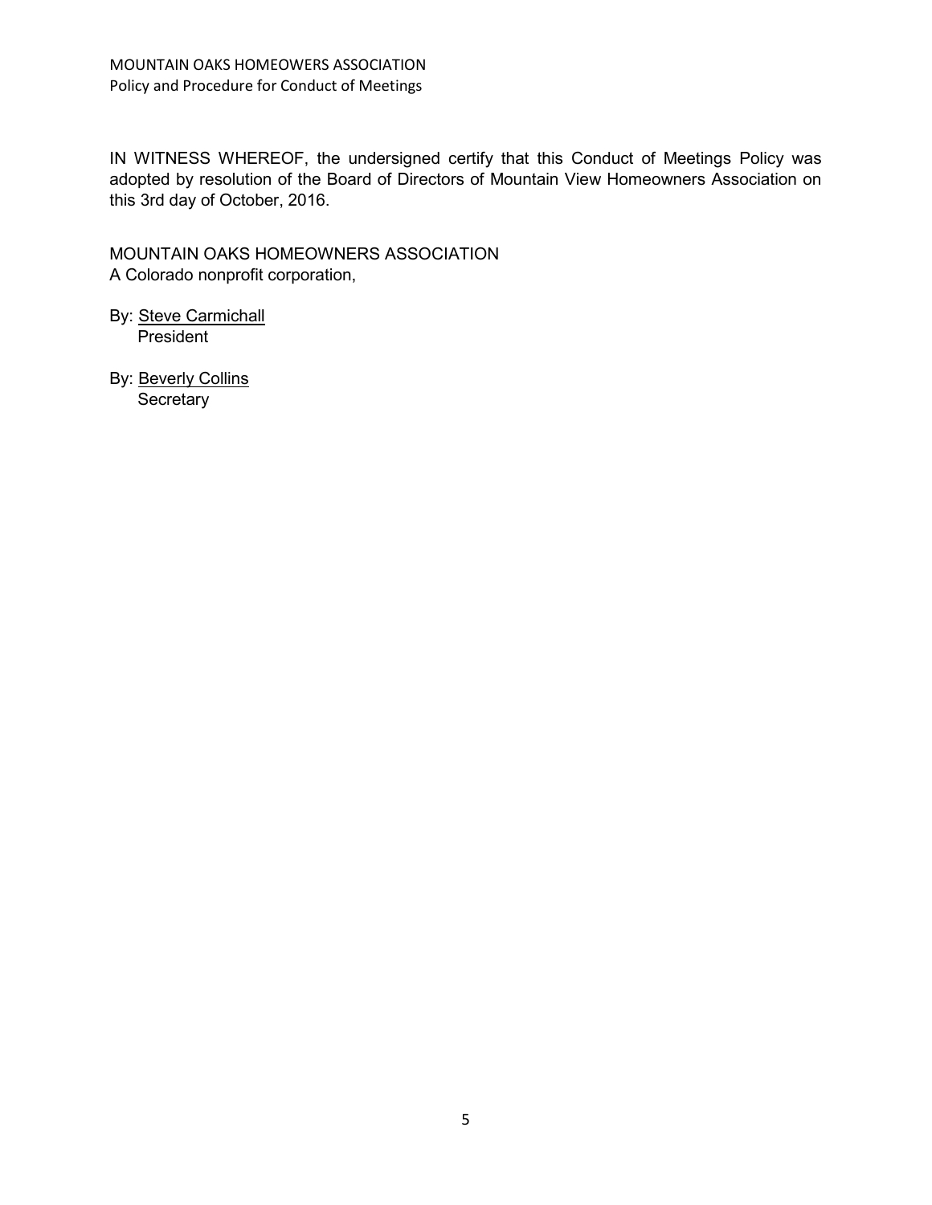IN WITNESS WHEREOF, the undersigned certify that this Conduct of Meetings Policy was adopted by resolution of the Board of Directors of Mountain View Homeowners Association on this 3rd day of October, 2016.

MOUNTAIN OAKS HOMEOWNERS ASSOCIATION
A Colorado nonprofit corporation,

By: Steve Carmichall
President

By: Beverly Collins
Secretary